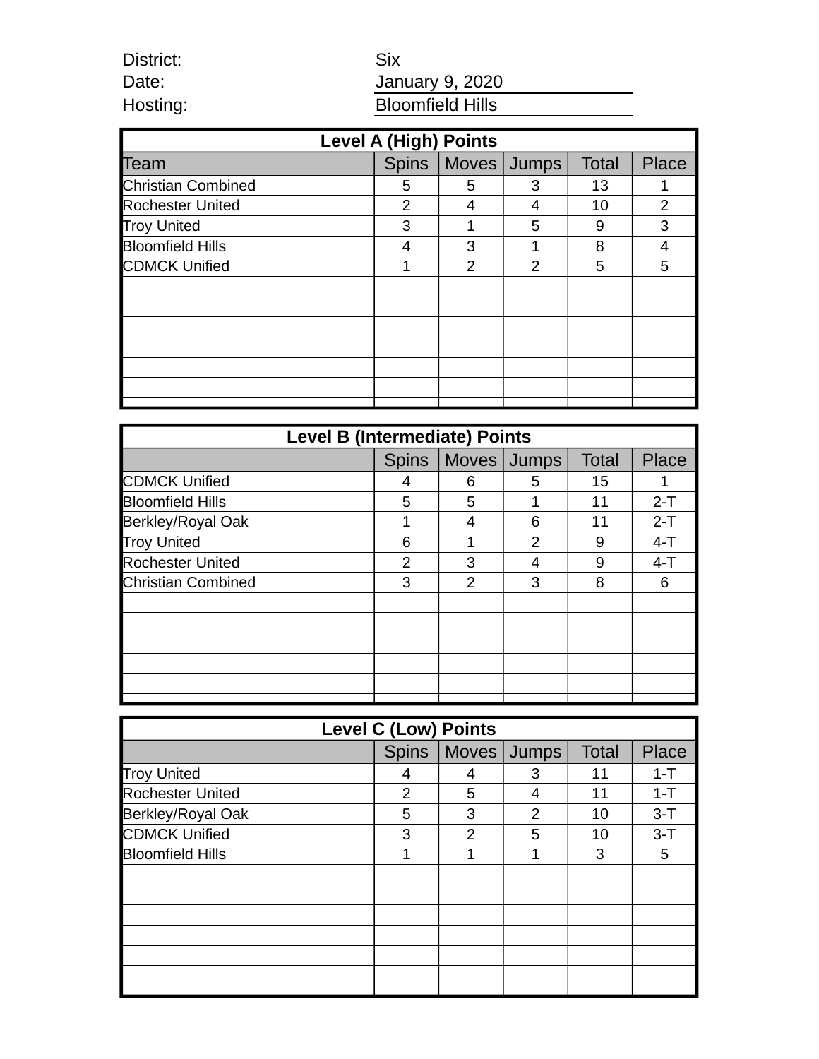District: Six

Date: January 9, 2020

Hosting: Bloomfield Hills

| Level A (High) Points | | | | | |
|---|---|---|---|---|---|
| Team | Spins | Moves | Jumps | Total | Place |
| Christian Combined | 5 | 5 | 3 | 13 | 1 |
| Rochester United | 2 | 4 | 4 | 10 | 2 |
| Troy United | 3 | 1 | 5 | 9 | 3 |
| Bloomfield Hills | 4 | 3 | 1 | 8 | 4 |
| CDMCK Unified | 1 | 2 | 2 | 5 | 5 |

| Level B (Intermediate) Points | | | | | |
|---|---|---|---|---|---|
| | Spins | Moves | Jumps | Total | Place |
| CDMCK Unified | 4 | 6 | 5 | 15 | 1 |
| Bloomfield Hills | 5 | 5 | 1 | 11 | 2-T |
| Berkley/Royal Oak | 1 | 4 | 6 | 11 | 2-T |
| Troy United | 6 | 1 | 2 | 9 | 4-T |
| Rochester United | 2 | 3 | 4 | 9 | 4-T |
| Christian Combined | 3 | 2 | 3 | 8 | 6 |

| Level C (Low) Points | | | | | |
|---|---|---|---|---|---|
| | Spins | Moves | Jumps | Total | Place |
| Troy United | 4 | 4 | 3 | 11 | 1-T |
| Rochester United | 2 | 5 | 4 | 11 | 1-T |
| Berkley/Royal Oak | 5 | 3 | 2 | 10 | 3-T |
| CDMCK Unified | 3 | 2 | 5 | 10 | 3-T |
| Bloomfield Hills | 1 | 1 | 1 | 3 | 5 |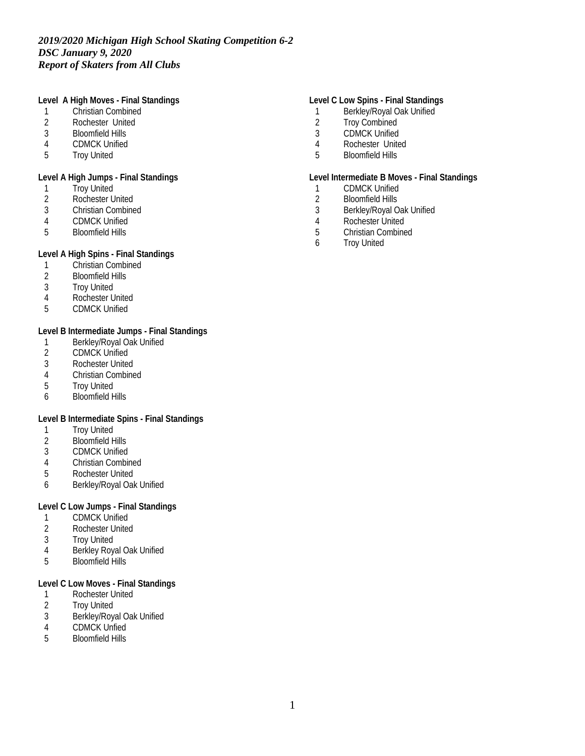*2019/2020 Michigan High School Skating Competition 6-2*
*DSC January 9, 2020*
*Report of Skaters from All Clubs*

**Level A High Moves - Final Standings**

1 Christian Combined
2 Rochester United
3 Bloomfield Hills
4 CDMCK Unified
5 Troy United

**Level A High Jumps - Final Standings**

1 Troy United
2 Rochester United
3 Christian Combined
4 CDMCK Unified
5 Bloomfield Hills

**Level A High Spins - Final Standings**

1 Christian Combined
2 Bloomfield Hills
3 Troy United
4 Rochester United
5 CDMCK Unified

**Level B Intermediate Jumps - Final Standings**

1 Berkley/Royal Oak Unified
2 CDMCK Unified
3 Rochester United
4 Christian Combined
5 Troy United
6 Bloomfield Hills

**Level B Intermediate Spins - Final Standings**

1 Troy United
2 Bloomfield Hills
3 CDMCK Unified
4 Christian Combined
5 Rochester United
6 Berkley/Royal Oak Unified

**Level C Low Jumps - Final Standings**

1 CDMCK Unified
2 Rochester United
3 Troy United
4 Berkley Royal Oak Unified
5 Bloomfield Hills

**Level C Low Moves - Final Standings**

1 Rochester United
2 Troy United
3 Berkley/Royal Oak Unified
4 CDMCK Unfied
5 Bloomfield Hills

**Level C Low Spins - Final Standings**

1 Berkley/Royal Oak Unified
2 Troy Combined
3 CDMCK Unified
4 Rochester United
5 Bloomfield Hills

**Level Intermediate B Moves - Final Standings**

1 CDMCK Unified
2 Bloomfield Hills
3 Berkley/Royal Oak Unified
4 Rochester United
5 Christian Combined
6 Troy United